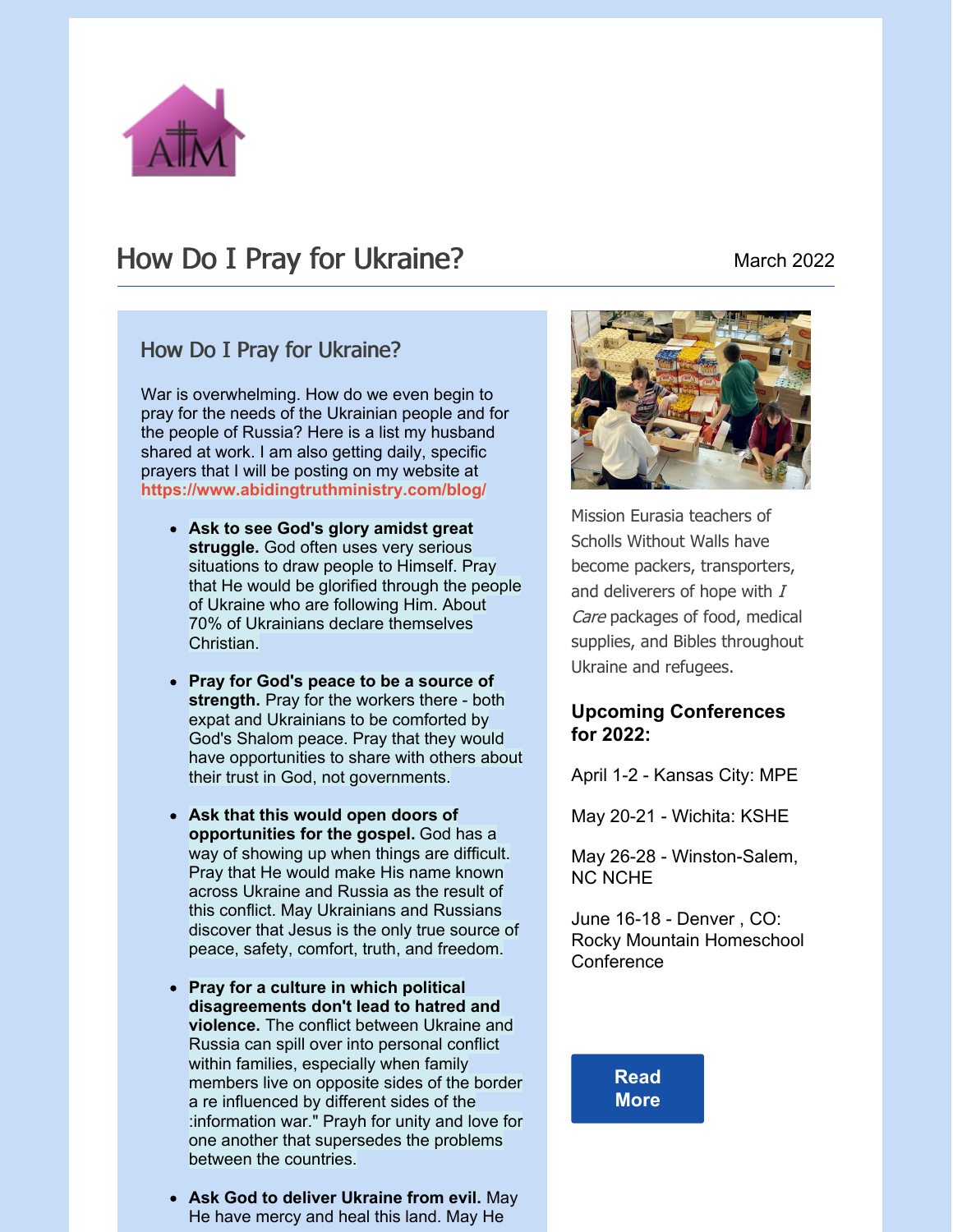# How Do I Pray for Ukraine?

March 2022

## How Do I Pray for Ukraine?

War is overwhelming. How do we even begin to pray for the needs of the Ukrainian people and for the people of Russia? Here is a list my husband shared at work. I am also getting daily, specific prayers that I will be posting on my website at https://www.abidingtruthministry.com/blog/

- **Ask to see God's glory amidst great struggle.** God often uses very serious situations to draw people to Himself. Pray that He would be glorified through the people of Ukraine who are following Him. About 70% of Ukrainians declare themselves Christian.

- **Pray for God's peace to be a source of strength.** Pray for the workers there - both expat and Ukrainians to be comforted by God's Shalom peace. Pray that they would have opportunities to share with others about their trust in God, not governments.

- **Ask that this would open doors of opportunities for the gospel.** God has a way of showing up when things are difficult. Pray that He would make His name known across Ukraine and Russia as the result of this conflict. May Ukrainians and Russians discover that Jesus is the only true source of peace, safety, comfort, truth, and freedom.

- **Pray for a culture in which political disagreements don't lead to hatred and violence.** The conflict between Ukraine and Russia can spill over into personal conflict within families, especially when family members live on opposite sides of the border a re influenced by different sides of the :information war." Prayh for unity and love for one another that supersedes the problems between the countries.

- **Ask God to deliver Ukraine from evil.** May He have mercy and heal this land. May He

Mission Eurasia teachers of Scholls Without Walls have become packers, transporters, and deliverers of hope with *I Care* packages of food, medical supplies, and Bibles throughout Ukraine and refugees.

### Upcoming Conferences for 2022:

April 1-2 - Kansas City: MPE

May 20-21 - Wichita: KSHE

May 26-28 - Winston-Salem, NC NCHE

June 16-18 - Denver , CO: Rocky Mountain Homeschool Conference

Read More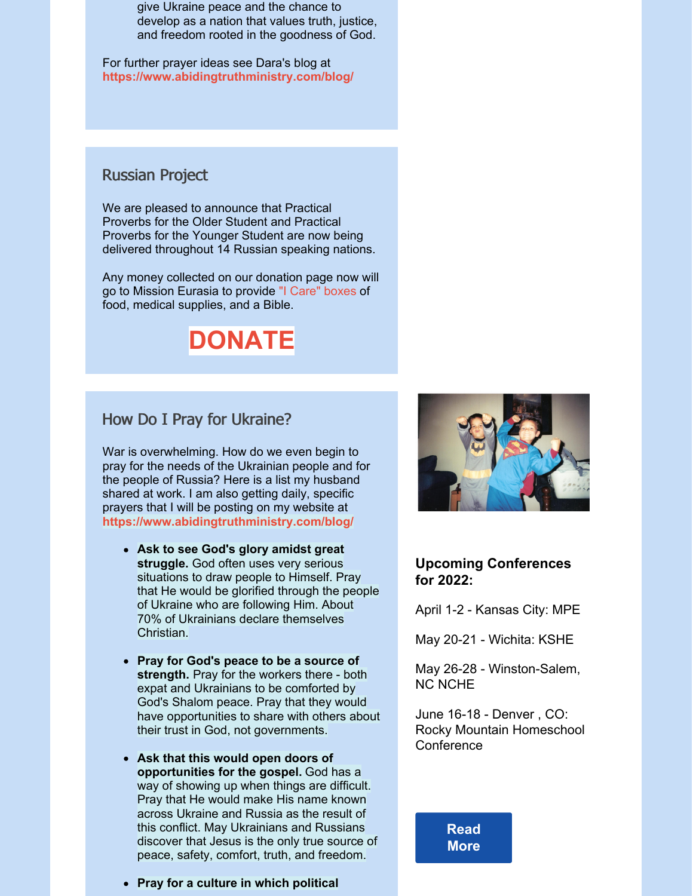give Ukraine peace and the chance to develop as a nation that values truth, justice, and freedom rooted in the goodness of God.

For further prayer ideas see Dara's blog at **https://www.abidingtruthministry.com/blog/**

## Russian Project

We are pleased to announce that Practical Proverbs for the Older Student and Practical Proverbs for the Younger Student are now being delivered throughout 14 Russian speaking nations.

Any money collected on our donation page now will go to Mission Eurasia to provide "I Care" boxes of food, medical supplies, and a Bible.

**DONATE**

## How Do I Pray for Ukraine?

War is overwhelming. How do we even begin to pray for the needs of the Ukrainian people and for the people of Russia? Here is a list my husband shared at work. I am also getting daily, specific prayers that I will be posting on my website at **https://www.abidingtruthministry.com/blog/**

- **Ask to see God's glory amidst great struggle.** God often uses very serious situations to draw people to Himself. Pray that He would be glorified through the people of Ukraine who are following Him. About 70% of Ukrainians declare themselves Christian.
- **Pray for God's peace to be a source of strength.** Pray for the workers there - both expat and Ukrainians to be comforted by God's Shalom peace. Pray that they would have opportunities to share with others about their trust in God, not governments.
- **Ask that this would open doors of opportunities for the gospel.** God has a way of showing up when things are difficult. Pray that He would make His name known across Ukraine and Russia as the result of this conflict. May Ukrainians and Russians discover that Jesus is the only true source of peace, safety, comfort, truth, and freedom.
- **Pray for a culture in which political**

**Upcoming Conferences for 2022:**

April 1-2 - Kansas City: MPE

May 20-21 - Wichita: KSHE

May 26-28 - Winston-Salem, NC NCHE

June 16-18 - Denver , CO: Rocky Mountain Homeschool Conference

Read More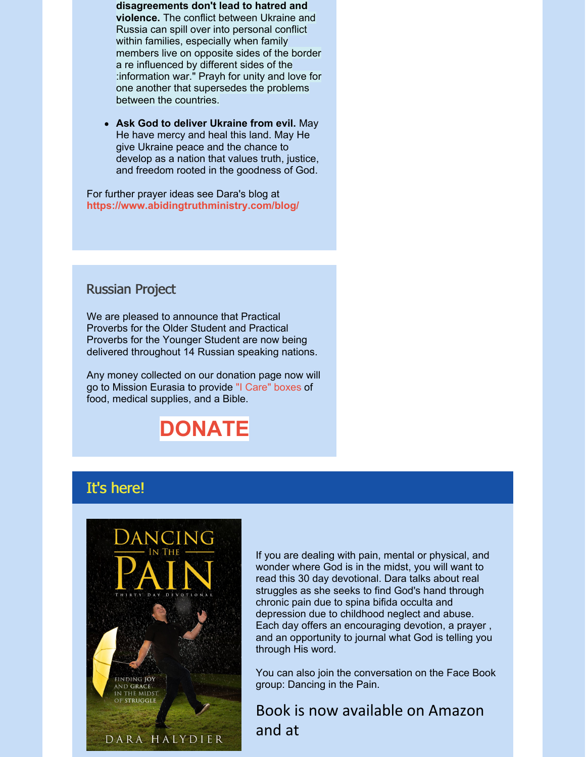disagreements don't lead to hatred and violence.** The conflict between Ukraine and Russia can spill over into personal conflict within families, especially when family members live on opposite sides of the border a re influenced by different sides of the :information war." Prayh for unity and love for one another that supersedes the problems between the countries.

- **Ask God to deliver Ukraine from evil.** May He have mercy and heal this land. May He give Ukraine peace and the chance to develop as a nation that values truth, justice, and freedom rooted in the goodness of God.

For further prayer ideas see Dara's blog at **https://www.abidingtruthministry.com/blog/**

## Russian Project

We are pleased to announce that Practical Proverbs for the Older Student and Practical Proverbs for the Younger Student are now being delivered throughout 14 Russian speaking nations.

Any money collected on our donation page now will go to Mission Eurasia to provide "I Care" boxes of food, medical supplies, and a Bible.

**DONATE**

## It's here!

DANCING IN THE PAIN

THIRTY DAY DEVOTIONAL

FINDING JOY AND GRACE IN THE MIDST OF STRUGGLE

DARA HALYDIER

If you are dealing with pain, mental or physical, and wonder where God is in the midst, you will want to read this 30 day devotional. Dara talks about real struggles as she seeks to find God's hand through chronic pain due to spina bifida occulta and depression due to childhood neglect and abuse. Each day offers an encouraging devotion, a prayer , and an opportunity to journal what God is telling you through His word.

You can also join the conversation on the Face Book group: Dancing in the Pain.

Book is now available on Amazon and at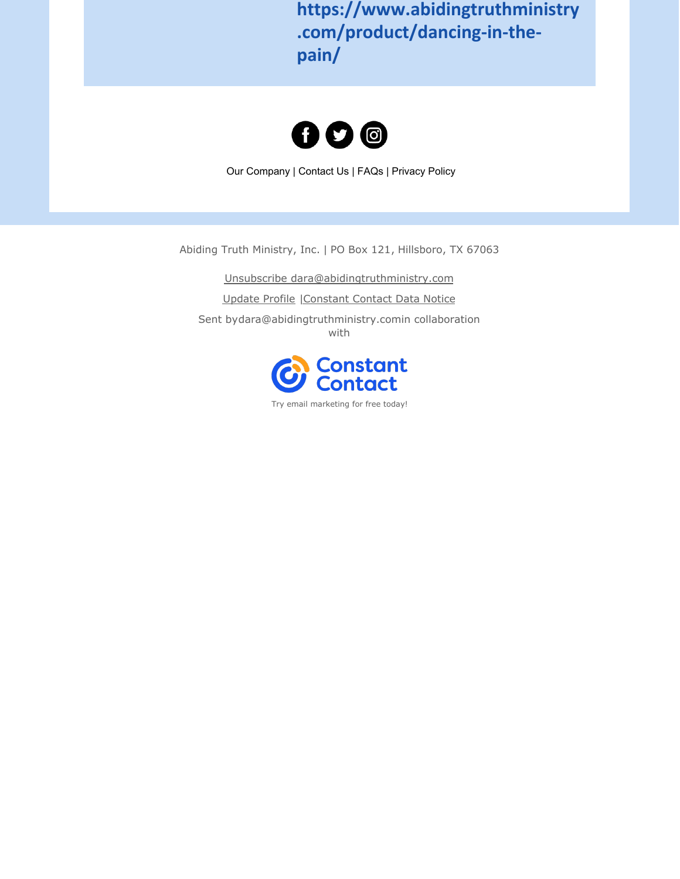**https://www.abidingtruthministry.com/product/dancing-in-the-pain/**

Our Company | Contact Us | FAQs | Privacy Policy

Abiding Truth Ministry, Inc. | PO Box 121, Hillsboro, TX 67063

Unsubscribe dara@abidingtruthministry.com

Update Profile |Constant Contact Data Notice

Sent bydara@abidingtruthministry.comin collaboration with

Constant Contact

Try email marketing for free today!